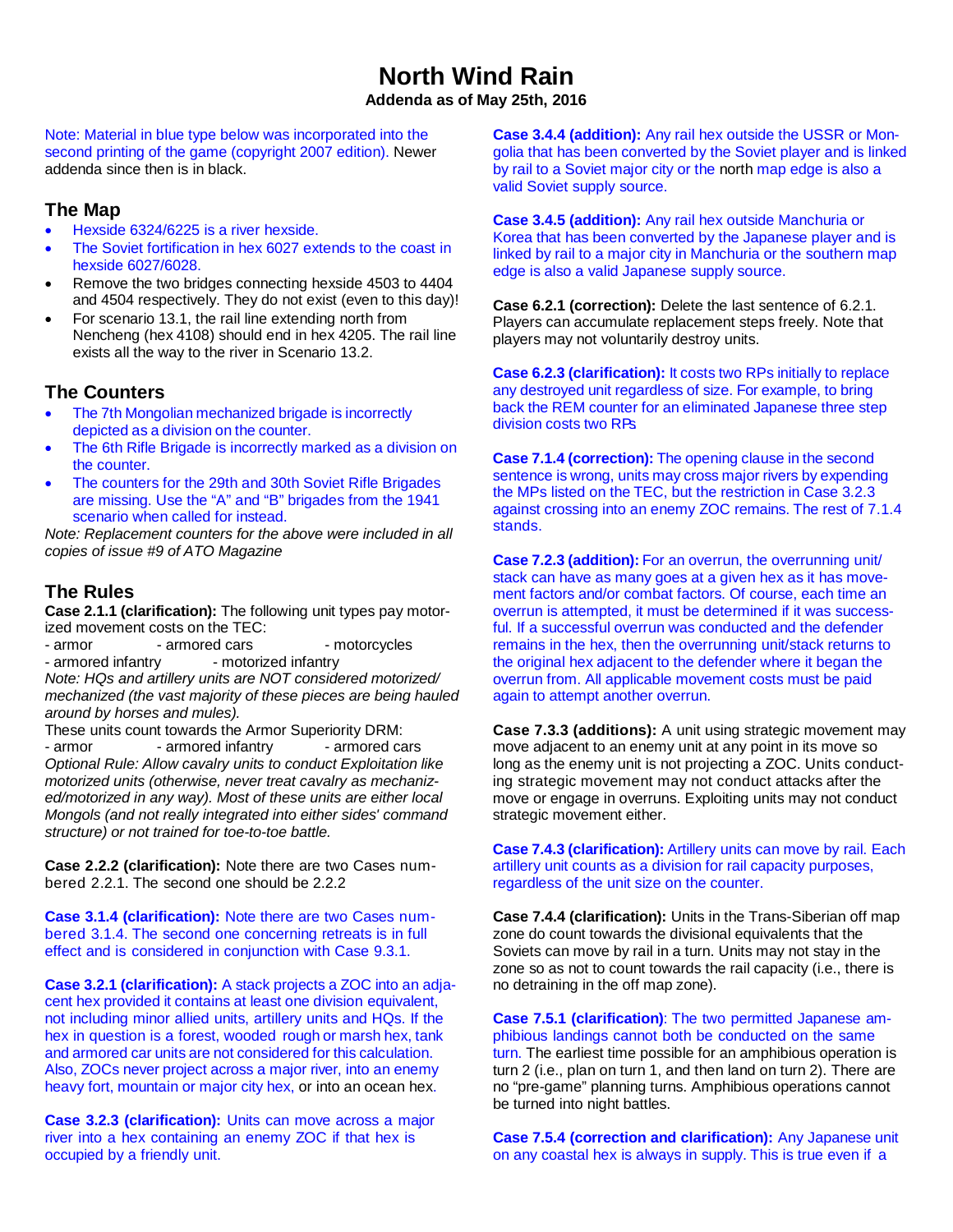# North Wind Rain

**Addenda as of May 25th, 2016**

Note: Material in blue type below was incorporated into the second printing of the game (copyright 2007 edition). Newer addenda since then is in black.

## The Map

- Hexside 6324/6225 is a river hexside.
- The Soviet fortification in hex 6027 extends to the coast in hexside 6027/6028.
- Remove the two bridges connecting hexside 4503 to 4404 and 4504 respectively. They do not exist (even to this day)!
- For scenario 13.1, the rail line extending north from Nencheng (hex 4108) should end in hex 4205. The rail line exists all the way to the river in Scenario 13.2.

## The Counters

- The 7th Mongolian mechanized brigade is incorrectly depicted as a division on the counter.
- The 6th Rifle Brigade is incorrectly marked as a division on the counter.
- The counters for the 29th and 30th Soviet Rifle Brigades are missing. Use the "A" and "B" brigades from the 1941 scenario when called for instead.

*Note: Replacement counters for the above were included in all copies of issue #9 of ATO Magazine*

## The Rules

**Case 2.1.1 (clarification):** The following unit types pay motorized movement costs on the TEC:

- armor - armored cars - motorcycles
- armored infantry - motorized infantry

*Note: HQs and artillery units are NOT considered motorized/mechanized (the vast majority of these pieces are being hauled around by horses and mules).*

These units count towards the Armor Superiority DRM:

- armor - armored infantry - armored cars

*Optional Rule: Allow cavalry units to conduct Exploitation like motorized units (otherwise, never treat cavalry as mechanized/motorized in any way). Most of these units are either local Mongols (and not really integrated into either sides' command structure) or not trained for toe-to-toe battle.*

**Case 2.2.2 (clarification):** Note there are two Cases numbered 2.2.1. The second one should be 2.2.2

**Case 3.1.4 (clarification):** Note there are two Cases numbered 3.1.4. The second one concerning retreats is in full effect and is considered in conjunction with Case 9.3.1.

**Case 3.2.1 (clarification):** A stack projects a ZOC into an adjacent hex provided it contains at least one division equivalent, not including minor allied units, artillery units and HQs. If the hex in question is a forest, wooded rough or marsh hex, tank and armored car units are not considered for this calculation. Also, ZOCs never project across a major river, into an enemy heavy fort, mountain or major city hex, or into an ocean hex.

**Case 3.2.3 (clarification):** Units can move across a major river into a hex containing an enemy ZOC if that hex is occupied by a friendly unit.

**Case 3.4.4 (addition):** Any rail hex outside the USSR or Mongolia that has been converted by the Soviet player and is linked by rail to a Soviet major city or the north map edge is also a valid Soviet supply source.

**Case 3.4.5 (addition):** Any rail hex outside Manchuria or Korea that has been converted by the Japanese player and is linked by rail to a major city in Manchuria or the southern map edge is also a valid Japanese supply source.

**Case 6.2.1 (correction):** Delete the last sentence of 6.2.1. Players can accumulate replacement steps freely. Note that players may not voluntarily destroy units.

**Case 6.2.3 (clarification):** It costs two RPs initially to replace any destroyed unit regardless of size. For example, to bring back the REM counter for an eliminated Japanese three step division costs two RPs

**Case 7.1.4 (correction):** The opening clause in the second sentence is wrong, units may cross major rivers by expending the MPs listed on the TEC, but the restriction in Case 3.2.3 against crossing into an enemy ZOC remains. The rest of 7.1.4 stands.

**Case 7.2.3 (addition):** For an overrun, the overrunning unit/stack can have as many goes at a given hex as it has movement factors and/or combat factors. Of course, each time an overrun is attempted, it must be determined if it was successful. If a successful overrun was conducted and the defender remains in the hex, then the overrunning unit/stack returns to the original hex adjacent to the defender where it began the overrun from. All applicable movement costs must be paid again to attempt another overrun.

**Case 7.3.3 (additions):** A unit using strategic movement may move adjacent to an enemy unit at any point in its move so long as the enemy unit is not projecting a ZOC. Units conducting strategic movement may not conduct attacks after the move or engage in overruns. Exploiting units may not conduct strategic movement either.

**Case 7.4.3 (clarification):** Artillery units can move by rail. Each artillery unit counts as a division for rail capacity purposes, regardless of the unit size on the counter.

**Case 7.4.4 (clarification):** Units in the Trans-Siberian off map zone do count towards the divisional equivalents that the Soviets can move by rail in a turn. Units may not stay in the zone so as not to count towards the rail capacity (i.e., there is no detraining in the off map zone).

**Case 7.5.1 (clarification)**: The two permitted Japanese amphibious landings cannot both be conducted on the same turn. The earliest time possible for an amphibious operation is turn 2 (i.e., plan on turn 1, and then land on turn 2). There are no "pre-game" planning turns. Amphibious operations cannot be turned into night battles.

**Case 7.5.4 (correction and clarification):** Any Japanese unit on any coastal hex is always in supply. This is true even if a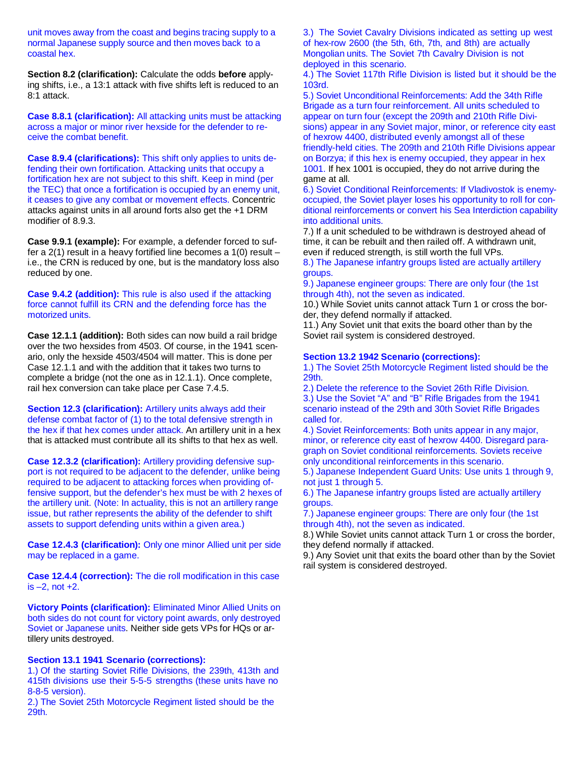unit moves away from the coast and begins tracing supply to a normal Japanese supply source and then moves back to a coastal hex.

**Section 8.2 (clarification):** Calculate the odds **before** applying shifts, i.e., a 13:1 attack with five shifts left is reduced to an 8:1 attack.

**Case 8.8.1 (clarification):** All attacking units must be attacking across a major or minor river hexside for the defender to receive the combat benefit.

**Case 8.9.4 (clarifications):** This shift only applies to units defending their own fortification. Attacking units that occupy a fortification hex are not subject to this shift. Keep in mind (per the TEC) that once a fortification is occupied by an enemy unit, it ceases to give any combat or movement effects. Concentric attacks against units in all around forts also get the +1 DRM modifier of 8.9.3.

**Case 9.9.1 (example):** For example, a defender forced to suffer a 2(1) result in a heavy fortified line becomes a 1(0) result – i.e., the CRN is reduced by one, but is the mandatory loss also reduced by one.

**Case 9.4.2 (addition):** This rule is also used if the attacking force cannot fulfill its CRN and the defending force has the motorized units.

**Case 12.1.1 (addition):** Both sides can now build a rail bridge over the two hexsides from 4503. Of course, in the 1941 scenario, only the hexside 4503/4504 will matter. This is done per Case 12.1.1 and with the addition that it takes two turns to complete a bridge (not the one as in 12.1.1). Once complete, rail hex conversion can take place per Case 7.4.5.

**Section 12.3 (clarification):** Artillery units always add their defense combat factor of (1) to the total defensive strength in the hex if that hex comes under attack. An artillery unit in a hex that is attacked must contribute all its shifts to that hex as well.

**Case 12.3.2 (clarification):** Artillery providing defensive support is not required to be adjacent to the defender, unlike being required to be adjacent to attacking forces when providing offensive support, but the defender's hex must be with 2 hexes of the artillery unit. (Note: In actuality, this is not an artillery range issue, but rather represents the ability of the defender to shift assets to support defending units within a given area.)

**Case 12.4.3 (clarification):** Only one minor Allied unit per side may be replaced in a game.

**Case 12.4.4 (correction):** The die roll modification in this case is –2, not +2.

**Victory Points (clarification):** Eliminated Minor Allied Units on both sides do not count for victory point awards, only destroyed Soviet or Japanese units. Neither side gets VPs for HQs or artillery units destroyed.

**Section 13.1 1941 Scenario (corrections):**

1.) Of the starting Soviet Rifle Divisions, the 239th, 413th and 415th divisions use their 5-5-5 strengths (these units have no 8-8-5 version).
2.) The Soviet 25th Motorcycle Regiment listed should be the 29th.
3.) The Soviet Cavalry Divisions indicated as setting up west of hex-row 2600 (the 5th, 6th, 7th, and 8th) are actually Mongolian units. The Soviet 7th Cavalry Division is not deployed in this scenario.
4.) The Soviet 117th Rifle Division is listed but it should be the 103rd.
5.) Soviet Unconditional Reinforcements: Add the 34th Rifle Brigade as a turn four reinforcement. All units scheduled to appear on turn four (except the 209th and 210th Rifle Divisions) appear in any Soviet major, minor, or reference city east of hexrow 4400, distributed evenly amongst all of these friendly-held cities. The 209th and 210th Rifle Divisions appear on Borzya; if this hex is enemy occupied, they appear in hex 1001. If hex 1001 is occupied, they do not arrive during the game at all.
6.) Soviet Conditional Reinforcements: If Vladivostok is enemy-occupied, the Soviet player loses his opportunity to roll for conditional reinforcements or convert his Sea Interdiction capability into additional units.
7.) If a unit scheduled to be withdrawn is destroyed ahead of time, it can be rebuilt and then railed off. A withdrawn unit, even if reduced strength, is still worth the full VPs.
8.) The Japanese infantry groups listed are actually artillery groups.
9.) Japanese engineer groups: There are only four (the 1st through 4th), not the seven as indicated.
10.) While Soviet units cannot attack Turn 1 or cross the border, they defend normally if attacked.
11.) Any Soviet unit that exits the board other than by the Soviet rail system is considered destroyed.

**Section 13.2 1942 Scenario (corrections):**

1.) The Soviet 25th Motorcycle Regiment listed should be the 29th.
2.) Delete the reference to the Soviet 26th Rifle Division.
3.) Use the Soviet "A" and "B" Rifle Brigades from the 1941 scenario instead of the 29th and 30th Soviet Rifle Brigades called for.
4.) Soviet Reinforcements: Both units appear in any major, minor, or reference city east of hexrow 4400. Disregard paragraph on Soviet conditional reinforcements. Soviets receive only unconditional reinforcements in this scenario.
5.) Japanese Independent Guard Units: Use units 1 through 9, not just 1 through 5.
6.) The Japanese infantry groups listed are actually artillery groups.
7.) Japanese engineer groups: There are only four (the 1st through 4th), not the seven as indicated.
8.) While Soviet units cannot attack Turn 1 or cross the border, they defend normally if attacked.
9.) Any Soviet unit that exits the board other than by the Soviet rail system is considered destroyed.